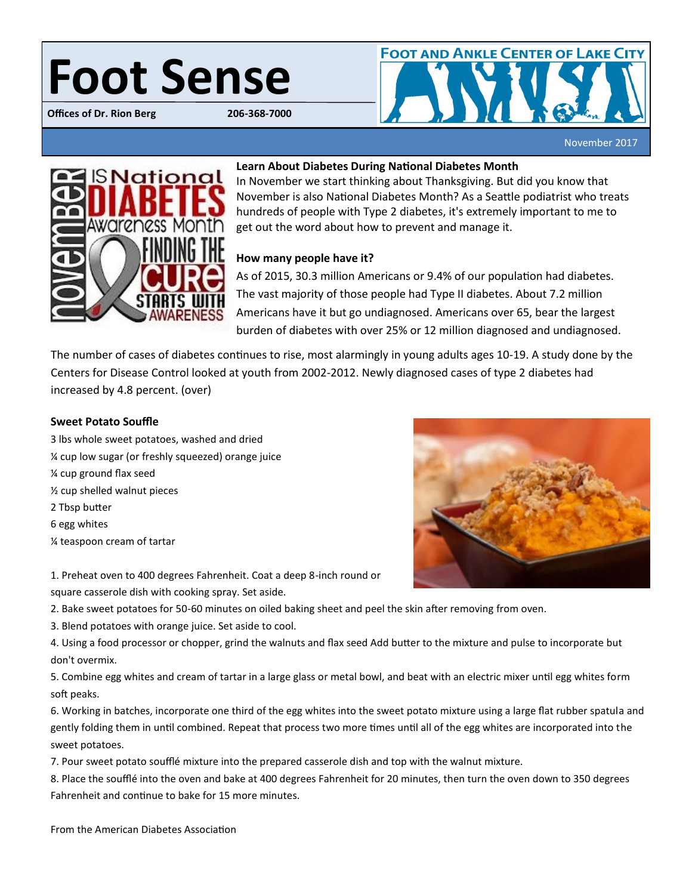# Foot Sense

**Offices of Dr. Rion Berg** **206-368-7000**

FOOT AND ANKLE CENTER OF LAKE CITY

November 2017

### Learn About Diabetes During National Diabetes Month

In November we start thinking about Thanksgiving. But did you know that November is also National Diabetes Month? As a Seattle podiatrist who treats hundreds of people with Type 2 diabetes, it's extremely important to me to get out the word about how to prevent and manage it.

### How many people have it?

As of 2015, 30.3 million Americans or 9.4% of our population had diabetes. The vast majority of those people had Type II diabetes. About 7.2 million Americans have it but go undiagnosed. Americans over 65, bear the largest burden of diabetes with over 25% or 12 million diagnosed and undiagnosed.

The number of cases of diabetes continues to rise, most alarmingly in young adults ages 10-19. A study done by the Centers for Disease Control looked at youth from 2002-2012. Newly diagnosed cases of type 2 diabetes had increased by 4.8 percent. (over)

### Sweet Potato Souffle

3 lbs whole sweet potatoes, washed and dried
¼ cup low sugar (or freshly squeezed) orange juice
¼ cup ground flax seed
½ cup shelled walnut pieces
2 Tbsp butter
6 egg whites
¼ teaspoon cream of tartar

1. Preheat oven to 400 degrees Fahrenheit. Coat a deep 8-inch round or square casserole dish with cooking spray. Set aside.
2. Bake sweet potatoes for 50-60 minutes on oiled baking sheet and peel the skin after removing from oven.
3. Blend potatoes with orange juice. Set aside to cool.
4. Using a food processor or chopper, grind the walnuts and flax seed Add butter to the mixture and pulse to incorporate but don't overmix.
5. Combine egg whites and cream of tartar in a large glass or metal bowl, and beat with an electric mixer until egg whites form soft peaks.
6. Working in batches, incorporate one third of the egg whites into the sweet potato mixture using a large flat rubber spatula and gently folding them in until combined. Repeat that process two more times until all of the egg whites are incorporated into the sweet potatoes.
7. Pour sweet potato soufflé mixture into the prepared casserole dish and top with the walnut mixture.
8. Place the soufflé into the oven and bake at 400 degrees Fahrenheit for 20 minutes, then turn the oven down to 350 degrees Fahrenheit and continue to bake for 15 more minutes.

From the American Diabetes Association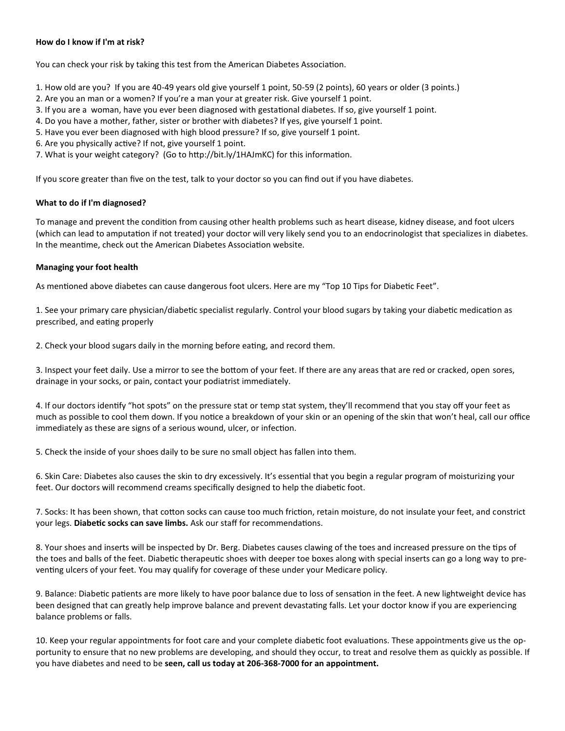**How do I know if I'm at risk?**

You can check your risk by taking this test from the American Diabetes Association.

1. How old are you? If you are 40-49 years old give yourself 1 point, 50-59 (2 points), 60 years or older (3 points.)
2. Are you an man or a women? If you're a man your at greater risk. Give yourself 1 point.
3. If you are a woman, have you ever been diagnosed with gestational diabetes. If so, give yourself 1 point.
4. Do you have a mother, father, sister or brother with diabetes? If yes, give yourself 1 point.
5. Have you ever been diagnosed with high blood pressure? If so, give yourself 1 point.
6. Are you physically active? If not, give yourself 1 point.
7. What is your weight category? (Go to http://bit.ly/1HAJmKC) for this information.

If you score greater than five on the test, talk to your doctor so you can find out if you have diabetes.

**What to do if I'm diagnosed?**

To manage and prevent the condition from causing other health problems such as heart disease, kidney disease, and foot ulcers (which can lead to amputation if not treated) your doctor will very likely send you to an endocrinologist that specializes in diabetes. In the meantime, check out the American Diabetes Association website.

**Managing your foot health**

As mentioned above diabetes can cause dangerous foot ulcers. Here are my "Top 10 Tips for Diabetic Feet".

1. See your primary care physician/diabetic specialist regularly. Control your blood sugars by taking your diabetic medication as prescribed, and eating properly

2. Check your blood sugars daily in the morning before eating, and record them.

3. Inspect your feet daily. Use a mirror to see the bottom of your feet. If there are any areas that are red or cracked, open sores, drainage in your socks, or pain, contact your podiatrist immediately.

4. If our doctors identify "hot spots" on the pressure stat or temp stat system, they'll recommend that you stay off your feet as much as possible to cool them down. If you notice a breakdown of your skin or an opening of the skin that won't heal, call our office immediately as these are signs of a serious wound, ulcer, or infection.

5. Check the inside of your shoes daily to be sure no small object has fallen into them.

6. Skin Care: Diabetes also causes the skin to dry excessively. It's essential that you begin a regular program of moisturizing your feet. Our doctors will recommend creams specifically designed to help the diabetic foot.

7. Socks: It has been shown, that cotton socks can cause too much friction, retain moisture, do not insulate your feet, and constrict your legs. **Diabetic socks can save limbs.** Ask our staff for recommendations.

8. Your shoes and inserts will be inspected by Dr. Berg. Diabetes causes clawing of the toes and increased pressure on the tips of the toes and balls of the feet. Diabetic therapeutic shoes with deeper toe boxes along with special inserts can go a long way to preventing ulcers of your feet. You may qualify for coverage of these under your Medicare policy.

9. Balance: Diabetic patients are more likely to have poor balance due to loss of sensation in the feet. A new lightweight device has been designed that can greatly help improve balance and prevent devastating falls. Let your doctor know if you are experiencing balance problems or falls.

10. Keep your regular appointments for foot care and your complete diabetic foot evaluations. These appointments give us the opportunity to ensure that no new problems are developing, and should they occur, to treat and resolve them as quickly as possible. If you have diabetes and need to be **seen, call us today at 206-368-7000 for an appointment.**